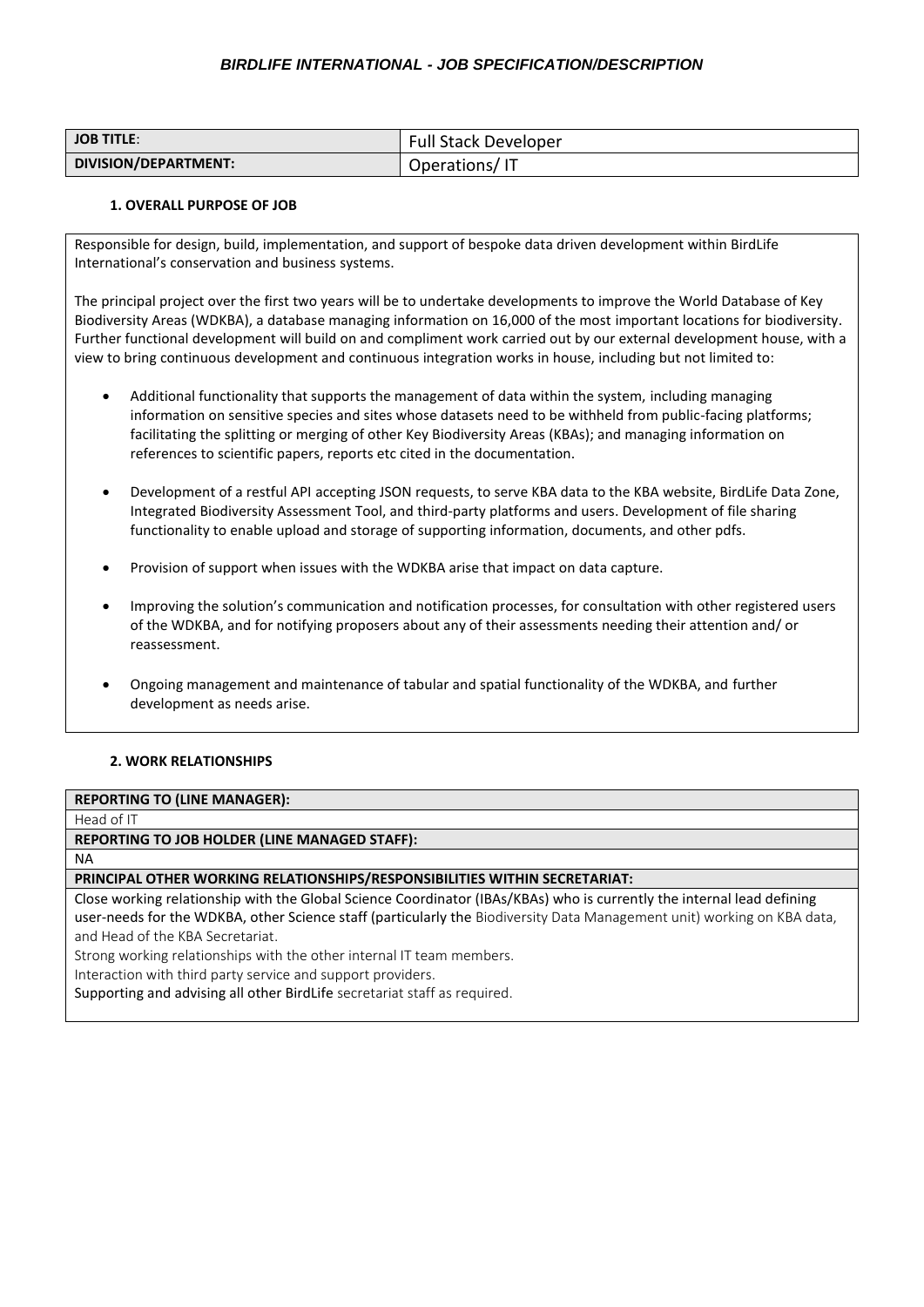# *BIRDLIFE INTERNATIONAL - JOB SPECIFICATION/DESCRIPTION*

| **JOB TITLE**: | Full Stack Developer |
|---|---|
| **DIVISION/DEPARTMENT:** | Operations/ IT |

### 1. OVERALL PURPOSE OF JOB

Responsible for design, build, implementation, and support of bespoke data driven development within BirdLife International's conservation and business systems.

The principal project over the first two years will be to undertake developments to improve the World Database of Key Biodiversity Areas (WDKBA), a database managing information on 16,000 of the most important locations for biodiversity. Further functional development will build on and compliment work carried out by our external development house, with a view to bring continuous development and continuous integration works in house, including but not limited to:

- Additional functionality that supports the management of data within the system, including managing information on sensitive species and sites whose datasets need to be withheld from public-facing platforms; facilitating the splitting or merging of other Key Biodiversity Areas (KBAs); and managing information on references to scientific papers, reports etc cited in the documentation.
- Development of a restful API accepting JSON requests, to serve KBA data to the KBA website, BirdLife Data Zone, Integrated Biodiversity Assessment Tool, and third-party platforms and users. Development of file sharing functionality to enable upload and storage of supporting information, documents, and other pdfs.
- Provision of support when issues with the WDKBA arise that impact on data capture.
- Improving the solution's communication and notification processes, for consultation with other registered users of the WDKBA, and for notifying proposers about any of their assessments needing their attention and/ or reassessment.
- Ongoing management and maintenance of tabular and spatial functionality of the WDKBA, and further development as needs arise.

### 2. WORK RELATIONSHIPS

**REPORTING TO (LINE MANAGER):**

Head of IT

**REPORTING TO JOB HOLDER (LINE MANAGED STAFF):**

NA

**PRINCIPAL OTHER WORKING RELATIONSHIPS/RESPONSIBILITIES WITHIN SECRETARIAT:**

Close working relationship with the Global Science Coordinator (IBAs/KBAs) who is currently the internal lead defining user-needs for the WDKBA, other Science staff (particularly the Biodiversity Data Management unit) working on KBA data, and Head of the KBA Secretariat.

Strong working relationships with the other internal IT team members.

Interaction with third party service and support providers.

Supporting and advising all other BirdLife secretariat staff as required.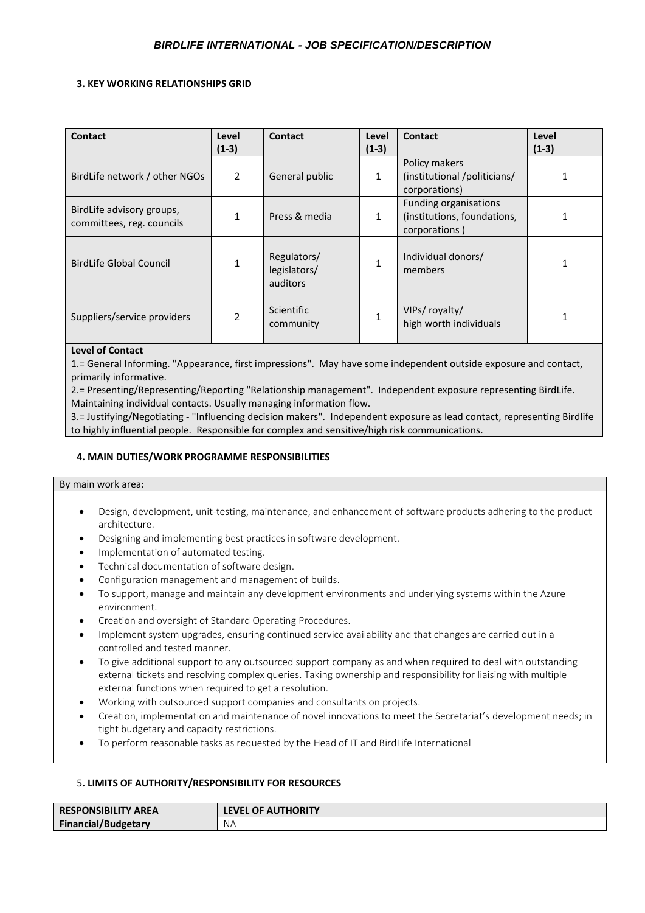### 3. KEY WORKING RELATIONSHIPS GRID

| Contact | Level (1-3) | Contact | Level (1-3) | Contact | Level (1-3) |
|---|---|---|---|---|---|
| BirdLife network / other NGOs | 2 | General public | 1 | Policy makers (institutional /politicians/ corporations) | 1 |
| BirdLife advisory groups, committees, reg. councils | 1 | Press & media | 1 | Funding organisations (institutions, foundations, corporations ) | 1 |
| BirdLife Global Council | 1 | Regulators/ legislators/ auditors | 1 | Individual donors/ members | 1 |
| Suppliers/service providers | 2 | Scientific community | 1 | VIPs/ royalty/ high worth individuals | 1 |

**Level of Contact**

1.= General Informing. "Appearance, first impressions". May have some independent outside exposure and contact, primarily informative.

2.= Presenting/Representing/Reporting "Relationship management". Independent exposure representing BirdLife. Maintaining individual contacts. Usually managing information flow.

3.= Justifying/Negotiating - "Influencing decision makers". Independent exposure as lead contact, representing Birdlife to highly influential people. Responsible for complex and sensitive/high risk communications.

### 4. MAIN DUTIES/WORK PROGRAMME RESPONSIBILITIES

By main work area:

- Design, development, unit-testing, maintenance, and enhancement of software products adhering to the product architecture.
- Designing and implementing best practices in software development.
- Implementation of automated testing.
- Technical documentation of software design.
- Configuration management and management of builds.
- To support, manage and maintain any development environments and underlying systems within the Azure environment.
- Creation and oversight of Standard Operating Procedures.
- Implement system upgrades, ensuring continued service availability and that changes are carried out in a controlled and tested manner.
- To give additional support to any outsourced support company as and when required to deal with outstanding external tickets and resolving complex queries. Taking ownership and responsibility for liaising with multiple external functions when required to get a resolution.
- Working with outsourced support companies and consultants on projects.
- Creation, implementation and maintenance of novel innovations to meet the Secretariat's development needs; in tight budgetary and capacity restrictions.
- To perform reasonable tasks as requested by the Head of IT and BirdLife International

### 5. LIMITS OF AUTHORITY/RESPONSIBILITY FOR RESOURCES

| RESPONSIBILITY AREA | LEVEL OF AUTHORITY |
|---|---|
| **Financial/Budgetary** | NA |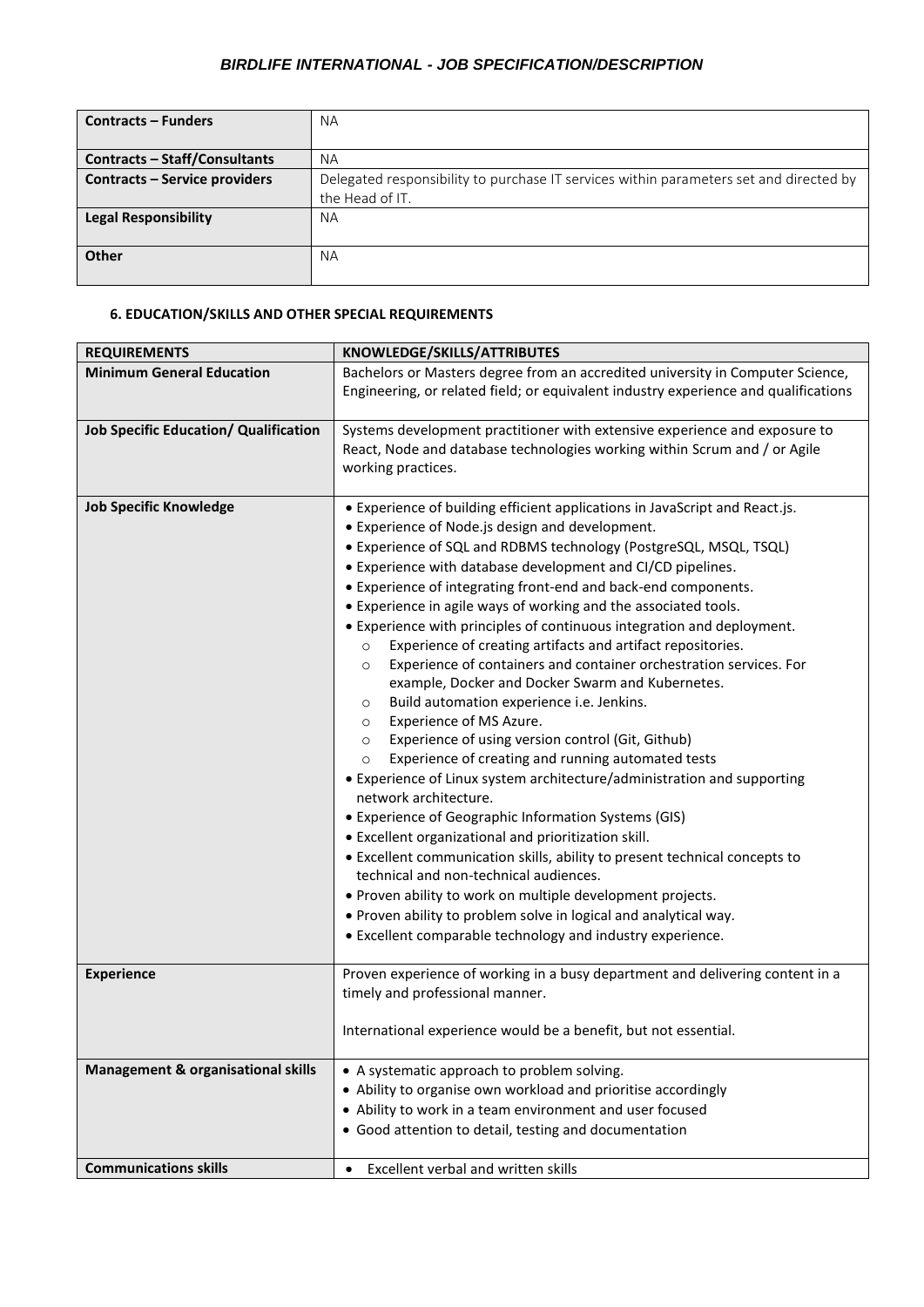| | |
|---|---|
| **Contracts – Funders** | NA |
| **Contracts – Staff/Consultants** | NA |
| **Contracts – Service providers** | Delegated responsibility to purchase IT services within parameters set and directed by the Head of IT. |
| **Legal Responsibility** | NA |
| **Other** | NA |

### 6. EDUCATION/SKILLS AND OTHER SPECIAL REQUIREMENTS

| REQUIREMENTS | KNOWLEDGE/SKILLS/ATTRIBUTES |
|---|---|
| **Minimum General Education** | Bachelors or Masters degree from an accredited university in Computer Science, Engineering, or related field; or equivalent industry experience and qualifications |
| **Job Specific Education/ Qualification** | Systems development practitioner with extensive experience and exposure to React, Node and database technologies working within Scrum and / or Agile working practices. |
| **Job Specific Knowledge** | • Experience of building efficient applications in JavaScript and React.js.<br>• Experience of Node.js design and development.<br>• Experience of SQL and RDBMS technology (PostgreSQL, MSQL, TSQL)<br>• Experience with database development and CI/CD pipelines.<br>• Experience of integrating front-end and back-end components.<br>• Experience in agile ways of working and the associated tools.<br>• Experience with principles of continuous integration and deployment.<br>&nbsp;&nbsp;○ Experience of creating artifacts and artifact repositories.<br>&nbsp;&nbsp;○ Experience of containers and container orchestration services. For example, Docker and Docker Swarm and Kubernetes.<br>&nbsp;&nbsp;○ Build automation experience i.e. Jenkins.<br>&nbsp;&nbsp;○ Experience of MS Azure.<br>&nbsp;&nbsp;○ Experience of using version control (Git, Github)<br>&nbsp;&nbsp;○ Experience of creating and running automated tests<br>• Experience of Linux system architecture/administration and supporting network architecture.<br>• Experience of Geographic Information Systems (GIS)<br>• Excellent organizational and prioritization skill.<br>• Excellent communication skills, ability to present technical concepts to technical and non-technical audiences.<br>• Proven ability to work on multiple development projects.<br>• Proven ability to problem solve in logical and analytical way.<br>• Excellent comparable technology and industry experience. |
| **Experience** | Proven experience of working in a busy department and delivering content in a timely and professional manner.<br><br>International experience would be a benefit, but not essential. |
| **Management & organisational skills** | • A systematic approach to problem solving.<br>• Ability to organise own workload and prioritise accordingly<br>• Ability to work in a team environment and user focused<br>• Good attention to detail, testing and documentation |
| **Communications skills** | • Excellent verbal and written skills |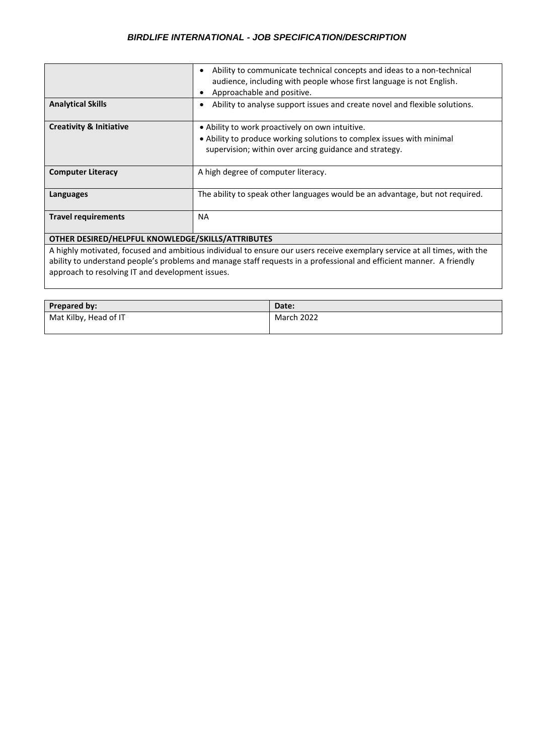| | |
|---|---|
| | • Ability to communicate technical concepts and ideas to a non-technical audience, including with people whose first language is not English.<br>• Approachable and positive. |
| **Analytical Skills** | • Ability to analyse support issues and create novel and flexible solutions. |
| **Creativity & Initiative** | • Ability to work proactively on own intuitive.<br>• Ability to produce working solutions to complex issues with minimal supervision; within over arcing guidance and strategy. |
| **Computer Literacy** | A high degree of computer literacy. |
| **Languages** | The ability to speak other languages would be an advantage, but not required. |
| **Travel requirements** | NA |

**OTHER DESIRED/HELPFUL KNOWLEDGE/SKILLS/ATTRIBUTES**

A highly motivated, focused and ambitious individual to ensure our users receive exemplary service at all times, with the ability to understand people's problems and manage staff requests in a professional and efficient manner. A friendly approach to resolving IT and development issues.

| **Prepared by:** | **Date:** |
|---|---|
| Mat Kilby, Head of IT | March 2022 |